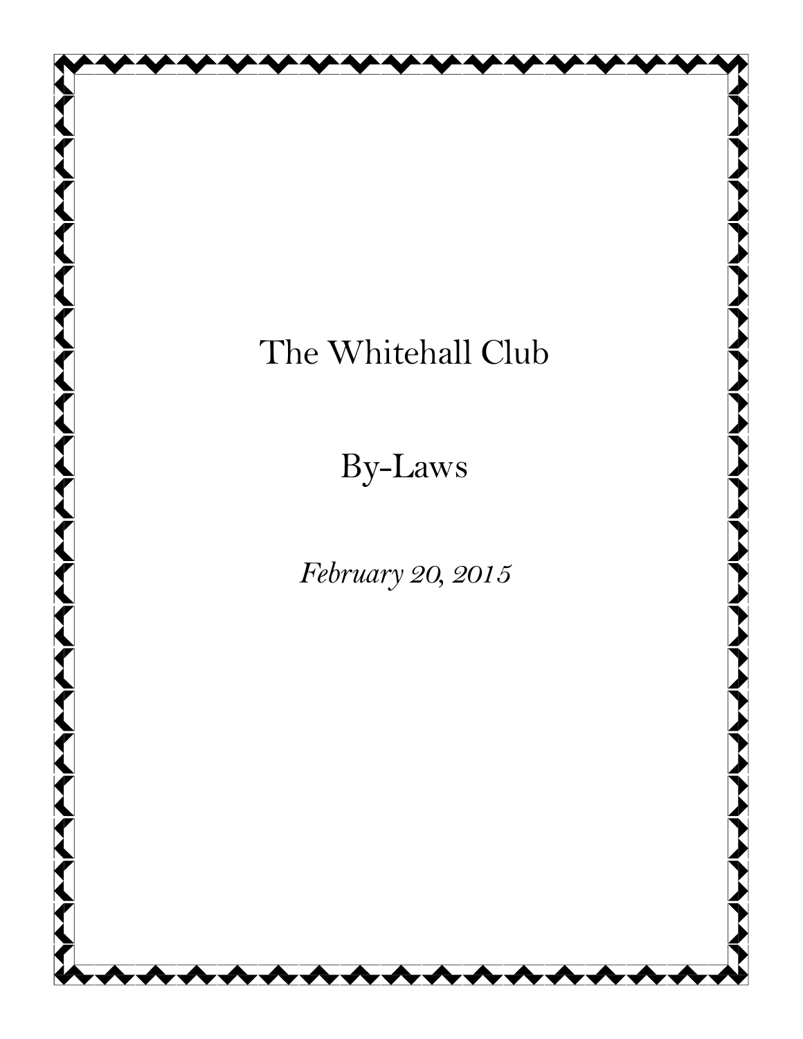# The Whitehall Club

## By-Laws

*February 20, 2015*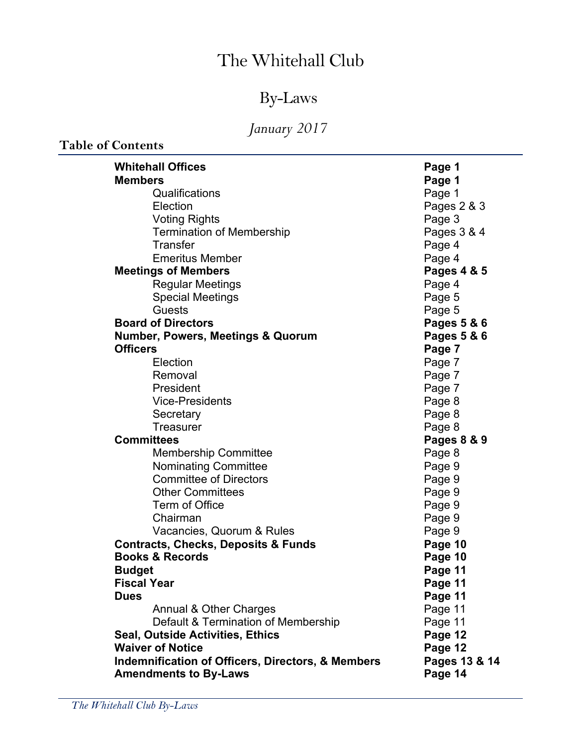# The Whitehall Club

## By-Laws

*January 2017*

### Table of Contents

| | |
|---|---|
| **Whitehall Offices** | **Page 1** |
| **Members** | **Page 1** |
| Qualifications | Page 1 |
| Election | Pages 2 & 3 |
| Voting Rights | Page 3 |
| Termination of Membership | Pages 3 & 4 |
| Transfer | Page 4 |
| Emeritus Member | Page 4 |
| **Meetings of Members** | **Pages 4 & 5** |
| Regular Meetings | Page 4 |
| Special Meetings | Page 5 |
| Guests | Page 5 |
| **Board of Directors** | **Pages 5 & 6** |
| **Number, Powers, Meetings & Quorum** | **Pages 5 & 6** |
| **Officers** | **Page 7** |
| Election | Page 7 |
| Removal | Page 7 |
| President | Page 7 |
| Vice-Presidents | Page 8 |
| Secretary | Page 8 |
| Treasurer | Page 8 |
| **Committees** | **Pages 8 & 9** |
| Membership Committee | Page 8 |
| Nominating Committee | Page 9 |
| Committee of Directors | Page 9 |
| Other Committees | Page 9 |
| Term of Office | Page 9 |
| Chairman | Page 9 |
| Vacancies, Quorum & Rules | Page 9 |
| **Contracts, Checks, Deposits & Funds** | **Page 10** |
| **Books & Records** | **Page 10** |
| **Budget** | **Page 11** |
| **Fiscal Year** | **Page 11** |
| **Dues** | **Page 11** |
| Annual & Other Charges | Page 11 |
| Default & Termination of Membership | Page 11 |
| **Seal, Outside Activities, Ethics** | **Page 12** |
| **Waiver of Notice** | **Page 12** |
| **Indemnification of Officers, Directors, & Members** | **Pages 13 & 14** |
| **Amendments to By-Laws** | **Page 14** |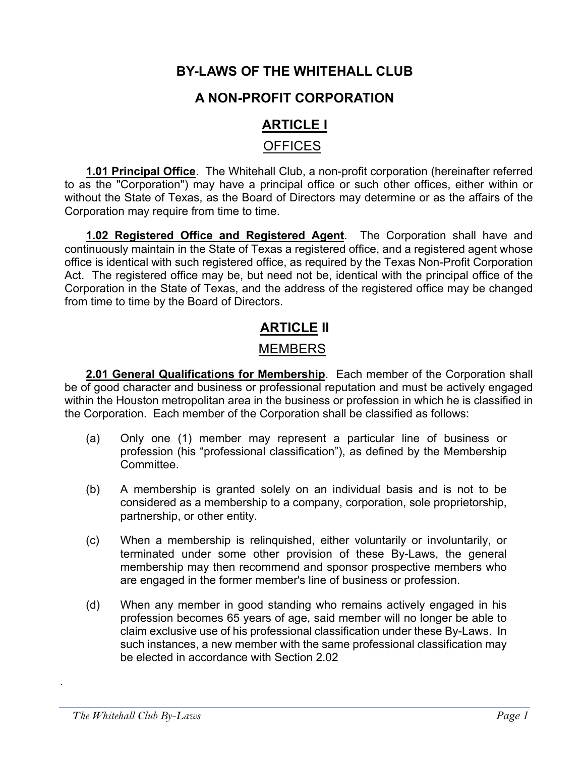# BY-LAWS OF THE WHITEHALL CLUB

# A NON-PROFIT CORPORATION

## ARTICLE I

## OFFICES

**1.01 Principal Office**. The Whitehall Club, a non-profit corporation (hereinafter referred to as the "Corporation") may have a principal office or such other offices, either within or without the State of Texas, as the Board of Directors may determine or as the affairs of the Corporation may require from time to time.

**1.02 Registered Office and Registered Agent**. The Corporation shall have and continuously maintain in the State of Texas a registered office, and a registered agent whose office is identical with such registered office, as required by the Texas Non-Profit Corporation Act. The registered office may be, but need not be, identical with the principal office of the Corporation in the State of Texas, and the address of the registered office may be changed from time to time by the Board of Directors.

## ARTICLE II

## MEMBERS

**2.01 General Qualifications for Membership**. Each member of the Corporation shall be of good character and business or professional reputation and must be actively engaged within the Houston metropolitan area in the business or profession in which he is classified in the Corporation. Each member of the Corporation shall be classified as follows:

(a) Only one (1) member may represent a particular line of business or profession (his "professional classification"), as defined by the Membership Committee.

(b) A membership is granted solely on an individual basis and is not to be considered as a membership to a company, corporation, sole proprietorship, partnership, or other entity.

(c) When a membership is relinquished, either voluntarily or involuntarily, or terminated under some other provision of these By-Laws, the general membership may then recommend and sponsor prospective members who are engaged in the former member's line of business or profession.

(d) When any member in good standing who remains actively engaged in his profession becomes 65 years of age, said member will no longer be able to claim exclusive use of his professional classification under these By-Laws. In such instances, a new member with the same professional classification may be elected in accordance with Section 2.02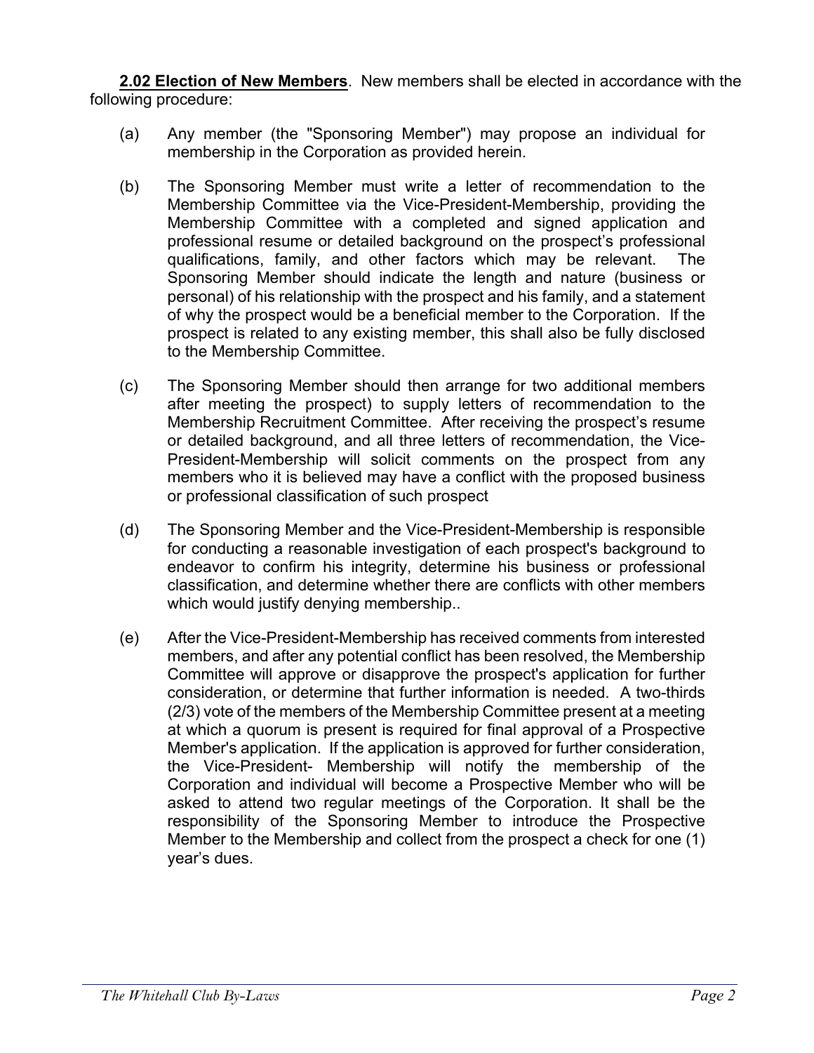**2.02 Election of New Members**. New members shall be elected in accordance with the following procedure:

(a) Any member (the "Sponsoring Member") may propose an individual for membership in the Corporation as provided herein.

(b) The Sponsoring Member must write a letter of recommendation to the Membership Committee via the Vice-President-Membership, providing the Membership Committee with a completed and signed application and professional resume or detailed background on the prospect's professional qualifications, family, and other factors which may be relevant. The Sponsoring Member should indicate the length and nature (business or personal) of his relationship with the prospect and his family, and a statement of why the prospect would be a beneficial member to the Corporation. If the prospect is related to any existing member, this shall also be fully disclosed to the Membership Committee.

(c) The Sponsoring Member should then arrange for two additional members after meeting the prospect) to supply letters of recommendation to the Membership Recruitment Committee. After receiving the prospect's resume or detailed background, and all three letters of recommendation, the Vice-President-Membership will solicit comments on the prospect from any members who it is believed may have a conflict with the proposed business or professional classification of such prospect

(d) The Sponsoring Member and the Vice-President-Membership is responsible for conducting a reasonable investigation of each prospect's background to endeavor to confirm his integrity, determine his business or professional classification, and determine whether there are conflicts with other members which would justify denying membership..

(e) After the Vice-President-Membership has received comments from interested members, and after any potential conflict has been resolved, the Membership Committee will approve or disapprove the prospect's application for further consideration, or determine that further information is needed. A two-thirds (2/3) vote of the members of the Membership Committee present at a meeting at which a quorum is present is required for final approval of a Prospective Member's application. If the application is approved for further consideration, the Vice-President- Membership will notify the membership of the Corporation and individual will become a Prospective Member who will be asked to attend two regular meetings of the Corporation. It shall be the responsibility of the Sponsoring Member to introduce the Prospective Member to the Membership and collect from the prospect a check for one (1) year's dues.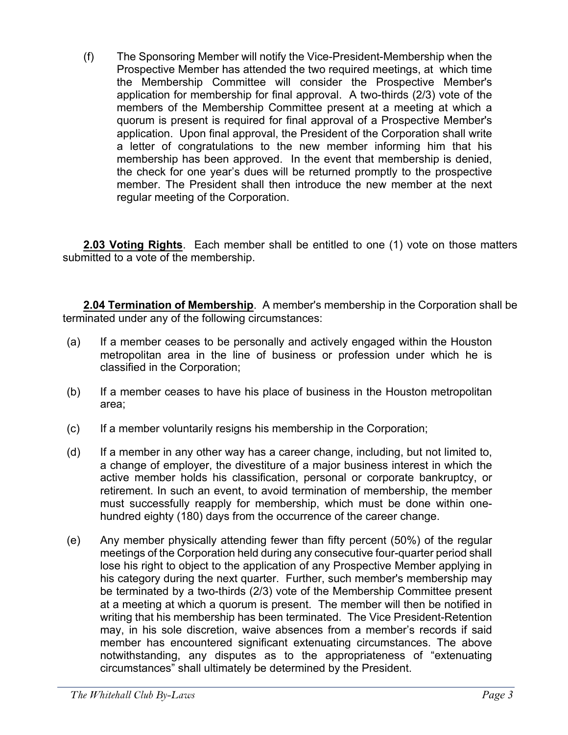(f) The Sponsoring Member will notify the Vice-President-Membership when the Prospective Member has attended the two required meetings, at which time the Membership Committee will consider the Prospective Member's application for membership for final approval. A two-thirds (2/3) vote of the members of the Membership Committee present at a meeting at which a quorum is present is required for final approval of a Prospective Member's application. Upon final approval, the President of the Corporation shall write a letter of congratulations to the new member informing him that his membership has been approved. In the event that membership is denied, the check for one year's dues will be returned promptly to the prospective member. The President shall then introduce the new member at the next regular meeting of the Corporation.

**2.03 Voting Rights**. Each member shall be entitled to one (1) vote on those matters submitted to a vote of the membership.

**2.04 Termination of Membership**. A member's membership in the Corporation shall be terminated under any of the following circumstances:

(a) If a member ceases to be personally and actively engaged within the Houston metropolitan area in the line of business or profession under which he is classified in the Corporation;

(b) If a member ceases to have his place of business in the Houston metropolitan area;

(c) If a member voluntarily resigns his membership in the Corporation;

(d) If a member in any other way has a career change, including, but not limited to, a change of employer, the divestiture of a major business interest in which the active member holds his classification, personal or corporate bankruptcy, or retirement. In such an event, to avoid termination of membership, the member must successfully reapply for membership, which must be done within one-hundred eighty (180) days from the occurrence of the career change.

(e) Any member physically attending fewer than fifty percent (50%) of the regular meetings of the Corporation held during any consecutive four-quarter period shall lose his right to object to the application of any Prospective Member applying in his category during the next quarter. Further, such member's membership may be terminated by a two-thirds (2/3) vote of the Membership Committee present at a meeting at which a quorum is present. The member will then be notified in writing that his membership has been terminated. The Vice President-Retention may, in his sole discretion, waive absences from a member's records if said member has encountered significant extenuating circumstances. The above notwithstanding, any disputes as to the appropriateness of "extenuating circumstances" shall ultimately be determined by the President.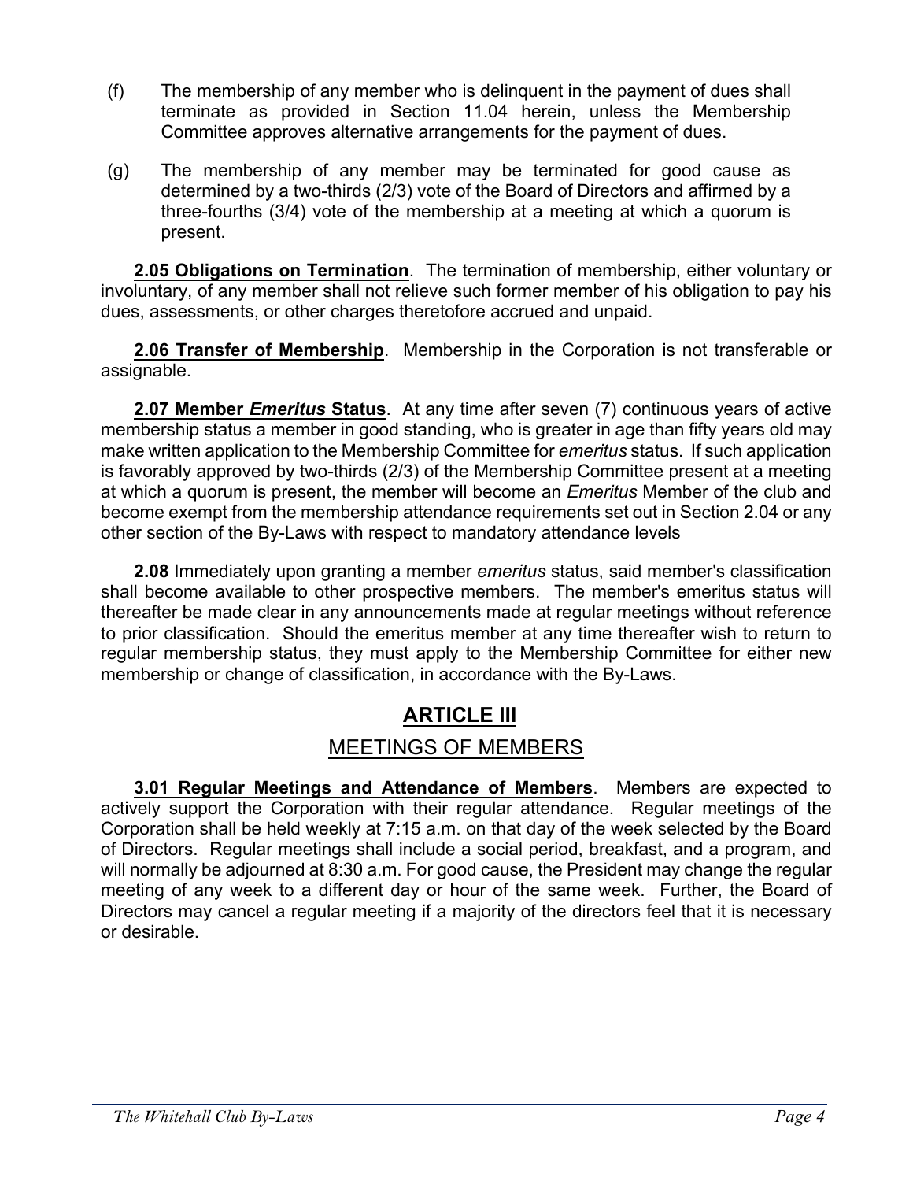(f) The membership of any member who is delinquent in the payment of dues shall terminate as provided in Section 11.04 herein, unless the Membership Committee approves alternative arrangements for the payment of dues.

(g) The membership of any member may be terminated for good cause as determined by a two-thirds (2/3) vote of the Board of Directors and affirmed by a three-fourths (3/4) vote of the membership at a meeting at which a quorum is present.

**2.05 Obligations on Termination**. The termination of membership, either voluntary or involuntary, of any member shall not relieve such former member of his obligation to pay his dues, assessments, or other charges theretofore accrued and unpaid.

**2.06 Transfer of Membership**. Membership in the Corporation is not transferable or assignable.

**2.07 Member *Emeritus* Status**. At any time after seven (7) continuous years of active membership status a member in good standing, who is greater in age than fifty years old may make written application to the Membership Committee for *emeritus* status. If such application is favorably approved by two-thirds (2/3) of the Membership Committee present at a meeting at which a quorum is present, the member will become an *Emeritus* Member of the club and become exempt from the membership attendance requirements set out in Section 2.04 or any other section of the By-Laws with respect to mandatory attendance levels

**2.08** Immediately upon granting a member *emeritus* status, said member's classification shall become available to other prospective members. The member's emeritus status will thereafter be made clear in any announcements made at regular meetings without reference to prior classification. Should the emeritus member at any time thereafter wish to return to regular membership status, they must apply to the Membership Committee for either new membership or change of classification, in accordance with the By-Laws.

# ARTICLE III

## MEETINGS OF MEMBERS

**3.01 Regular Meetings and Attendance of Members**. Members are expected to actively support the Corporation with their regular attendance. Regular meetings of the Corporation shall be held weekly at 7:15 a.m. on that day of the week selected by the Board of Directors. Regular meetings shall include a social period, breakfast, and a program, and will normally be adjourned at 8:30 a.m. For good cause, the President may change the regular meeting of any week to a different day or hour of the same week. Further, the Board of Directors may cancel a regular meeting if a majority of the directors feel that it is necessary or desirable.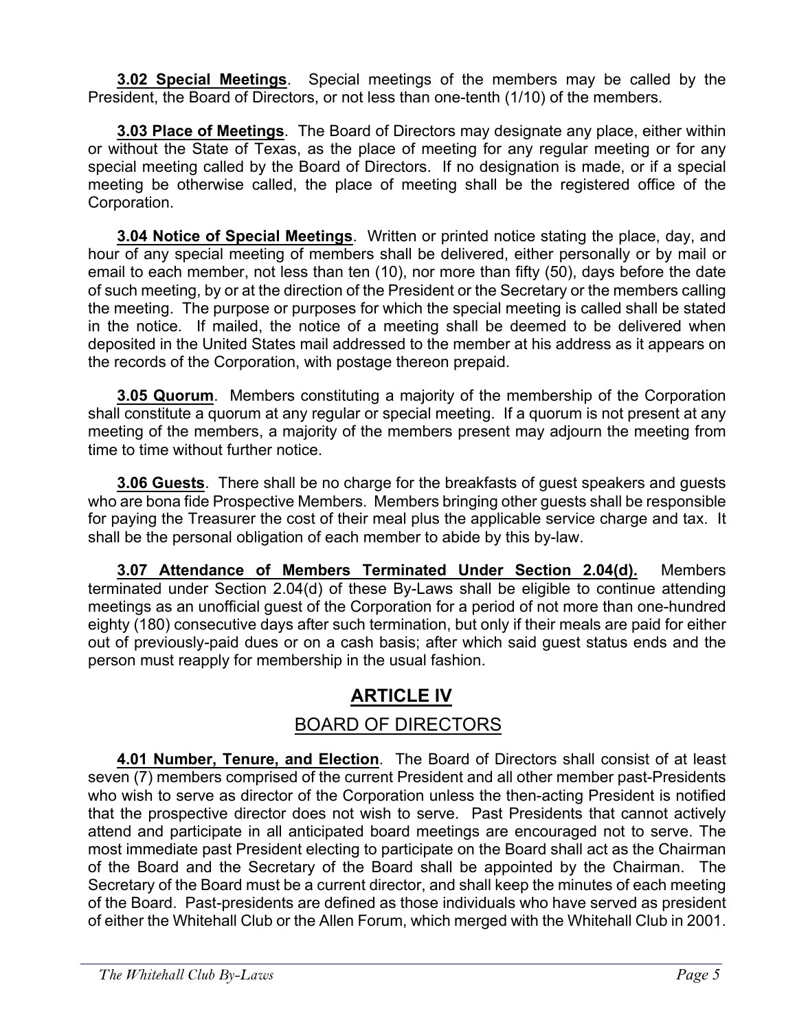**3.02 Special Meetings**. Special meetings of the members may be called by the President, the Board of Directors, or not less than one-tenth (1/10) of the members.

**3.03 Place of Meetings**. The Board of Directors may designate any place, either within or without the State of Texas, as the place of meeting for any regular meeting or for any special meeting called by the Board of Directors. If no designation is made, or if a special meeting be otherwise called, the place of meeting shall be the registered office of the Corporation.

**3.04 Notice of Special Meetings**. Written or printed notice stating the place, day, and hour of any special meeting of members shall be delivered, either personally or by mail or email to each member, not less than ten (10), nor more than fifty (50), days before the date of such meeting, by or at the direction of the President or the Secretary or the members calling the meeting. The purpose or purposes for which the special meeting is called shall be stated in the notice. If mailed, the notice of a meeting shall be deemed to be delivered when deposited in the United States mail addressed to the member at his address as it appears on the records of the Corporation, with postage thereon prepaid.

**3.05 Quorum**. Members constituting a majority of the membership of the Corporation shall constitute a quorum at any regular or special meeting. If a quorum is not present at any meeting of the members, a majority of the members present may adjourn the meeting from time to time without further notice.

**3.06 Guests**. There shall be no charge for the breakfasts of guest speakers and guests who are bona fide Prospective Members. Members bringing other guests shall be responsible for paying the Treasurer the cost of their meal plus the applicable service charge and tax. It shall be the personal obligation of each member to abide by this by-law.

**3.07 Attendance of Members Terminated Under Section 2.04(d).** Members terminated under Section 2.04(d) of these By-Laws shall be eligible to continue attending meetings as an unofficial guest of the Corporation for a period of not more than one-hundred eighty (180) consecutive days after such termination, but only if their meals are paid for either out of previously-paid dues or on a cash basis; after which said guest status ends and the person must reapply for membership in the usual fashion.

# ARTICLE IV

## BOARD OF DIRECTORS

**4.01 Number, Tenure, and Election**. The Board of Directors shall consist of at least seven (7) members comprised of the current President and all other member past-Presidents who wish to serve as director of the Corporation unless the then-acting President is notified that the prospective director does not wish to serve. Past Presidents that cannot actively attend and participate in all anticipated board meetings are encouraged not to serve. The most immediate past President electing to participate on the Board shall act as the Chairman of the Board and the Secretary of the Board shall be appointed by the Chairman. The Secretary of the Board must be a current director, and shall keep the minutes of each meeting of the Board. Past-presidents are defined as those individuals who have served as president of either the Whitehall Club or the Allen Forum, which merged with the Whitehall Club in 2001.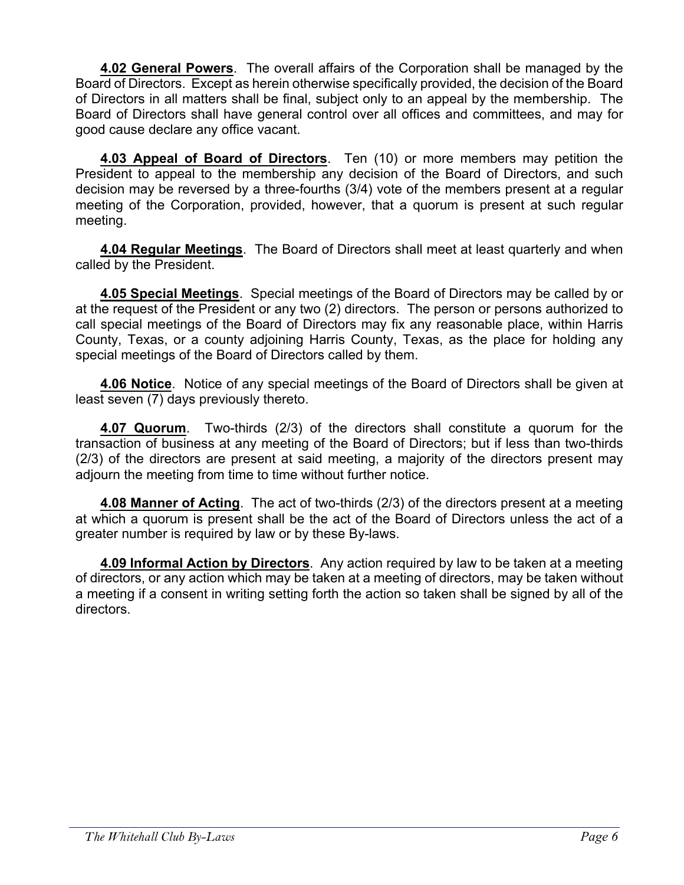**4.02 General Powers**. The overall affairs of the Corporation shall be managed by the Board of Directors. Except as herein otherwise specifically provided, the decision of the Board of Directors in all matters shall be final, subject only to an appeal by the membership. The Board of Directors shall have general control over all offices and committees, and may for good cause declare any office vacant.

**4.03 Appeal of Board of Directors**. Ten (10) or more members may petition the President to appeal to the membership any decision of the Board of Directors, and such decision may be reversed by a three-fourths (3/4) vote of the members present at a regular meeting of the Corporation, provided, however, that a quorum is present at such regular meeting.

**4.04 Regular Meetings**. The Board of Directors shall meet at least quarterly and when called by the President.

**4.05 Special Meetings**. Special meetings of the Board of Directors may be called by or at the request of the President or any two (2) directors. The person or persons authorized to call special meetings of the Board of Directors may fix any reasonable place, within Harris County, Texas, or a county adjoining Harris County, Texas, as the place for holding any special meetings of the Board of Directors called by them.

**4.06 Notice**. Notice of any special meetings of the Board of Directors shall be given at least seven (7) days previously thereto.

**4.07 Quorum**. Two-thirds (2/3) of the directors shall constitute a quorum for the transaction of business at any meeting of the Board of Directors; but if less than two-thirds (2/3) of the directors are present at said meeting, a majority of the directors present may adjourn the meeting from time to time without further notice.

**4.08 Manner of Acting**. The act of two-thirds (2/3) of the directors present at a meeting at which a quorum is present shall be the act of the Board of Directors unless the act of a greater number is required by law or by these By-laws.

**4.09 Informal Action by Directors**. Any action required by law to be taken at a meeting of directors, or any action which may be taken at a meeting of directors, may be taken without a meeting if a consent in writing setting forth the action so taken shall be signed by all of the directors.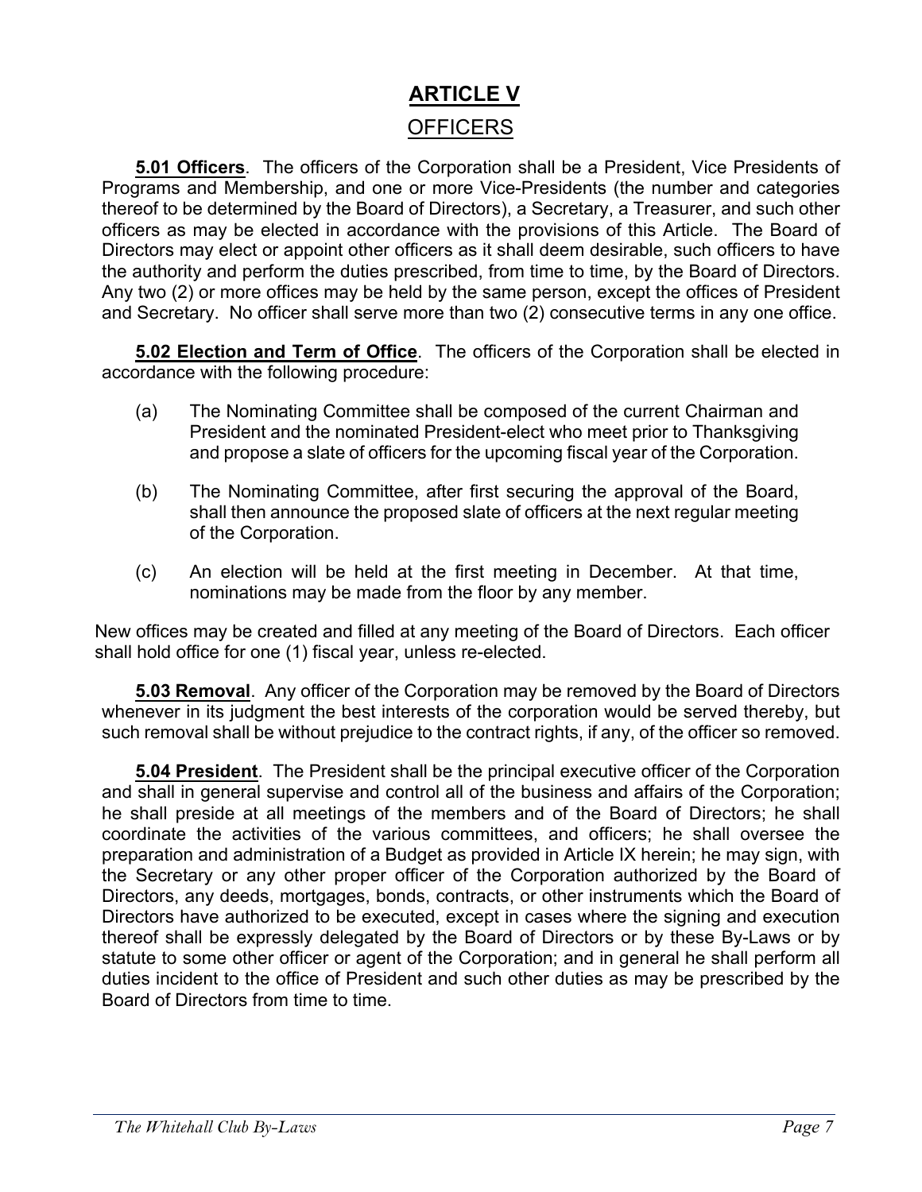# ARTICLE V

## OFFICERS

**5.01 Officers**. The officers of the Corporation shall be a President, Vice Presidents of Programs and Membership, and one or more Vice-Presidents (the number and categories thereof to be determined by the Board of Directors), a Secretary, a Treasurer, and such other officers as may be elected in accordance with the provisions of this Article. The Board of Directors may elect or appoint other officers as it shall deem desirable, such officers to have the authority and perform the duties prescribed, from time to time, by the Board of Directors. Any two (2) or more offices may be held by the same person, except the offices of President and Secretary. No officer shall serve more than two (2) consecutive terms in any one office.

**5.02 Election and Term of Office**. The officers of the Corporation shall be elected in accordance with the following procedure:

(a) The Nominating Committee shall be composed of the current Chairman and President and the nominated President-elect who meet prior to Thanksgiving and propose a slate of officers for the upcoming fiscal year of the Corporation.

(b) The Nominating Committee, after first securing the approval of the Board, shall then announce the proposed slate of officers at the next regular meeting of the Corporation.

(c) An election will be held at the first meeting in December. At that time, nominations may be made from the floor by any member.

New offices may be created and filled at any meeting of the Board of Directors. Each officer shall hold office for one (1) fiscal year, unless re-elected.

**5.03 Removal**. Any officer of the Corporation may be removed by the Board of Directors whenever in its judgment the best interests of the corporation would be served thereby, but such removal shall be without prejudice to the contract rights, if any, of the officer so removed.

**5.04 President**. The President shall be the principal executive officer of the Corporation and shall in general supervise and control all of the business and affairs of the Corporation; he shall preside at all meetings of the members and of the Board of Directors; he shall coordinate the activities of the various committees, and officers; he shall oversee the preparation and administration of a Budget as provided in Article IX herein; he may sign, with the Secretary or any other proper officer of the Corporation authorized by the Board of Directors, any deeds, mortgages, bonds, contracts, or other instruments which the Board of Directors have authorized to be executed, except in cases where the signing and execution thereof shall be expressly delegated by the Board of Directors or by these By-Laws or by statute to some other officer or agent of the Corporation; and in general he shall perform all duties incident to the office of President and such other duties as may be prescribed by the Board of Directors from time to time.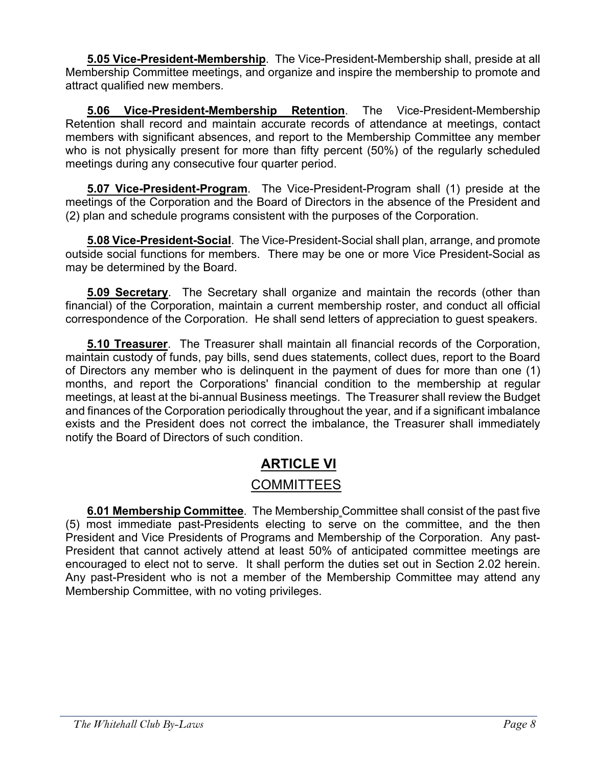**5.05 Vice-President-Membership**. The Vice-President-Membership shall, preside at all Membership Committee meetings, and organize and inspire the membership to promote and attract qualified new members.

**5.06 Vice-President-Membership Retention**. The Vice-President-Membership Retention shall record and maintain accurate records of attendance at meetings, contact members with significant absences, and report to the Membership Committee any member who is not physically present for more than fifty percent (50%) of the regularly scheduled meetings during any consecutive four quarter period.

**5.07 Vice-President-Program**. The Vice-President-Program shall (1) preside at the meetings of the Corporation and the Board of Directors in the absence of the President and (2) plan and schedule programs consistent with the purposes of the Corporation.

**5.08 Vice-President-Social**. The Vice-President-Social shall plan, arrange, and promote outside social functions for members. There may be one or more Vice President-Social as may be determined by the Board.

**5.09 Secretary**. The Secretary shall organize and maintain the records (other than financial) of the Corporation, maintain a current membership roster, and conduct all official correspondence of the Corporation. He shall send letters of appreciation to guest speakers.

**5.10 Treasurer**. The Treasurer shall maintain all financial records of the Corporation, maintain custody of funds, pay bills, send dues statements, collect dues, report to the Board of Directors any member who is delinquent in the payment of dues for more than one (1) months, and report the Corporations' financial condition to the membership at regular meetings, at least at the bi-annual Business meetings. The Treasurer shall review the Budget and finances of the Corporation periodically throughout the year, and if a significant imbalance exists and the President does not correct the imbalance, the Treasurer shall immediately notify the Board of Directors of such condition.

## ARTICLE VI

## COMMITTEES

**6.01 Membership Committee**. The Membership Committee shall consist of the past five (5) most immediate past-Presidents electing to serve on the committee, and the then President and Vice Presidents of Programs and Membership of the Corporation. Any past-President that cannot actively attend at least 50% of anticipated committee meetings are encouraged to elect not to serve. It shall perform the duties set out in Section 2.02 herein. Any past-President who is not a member of the Membership Committee may attend any Membership Committee, with no voting privileges.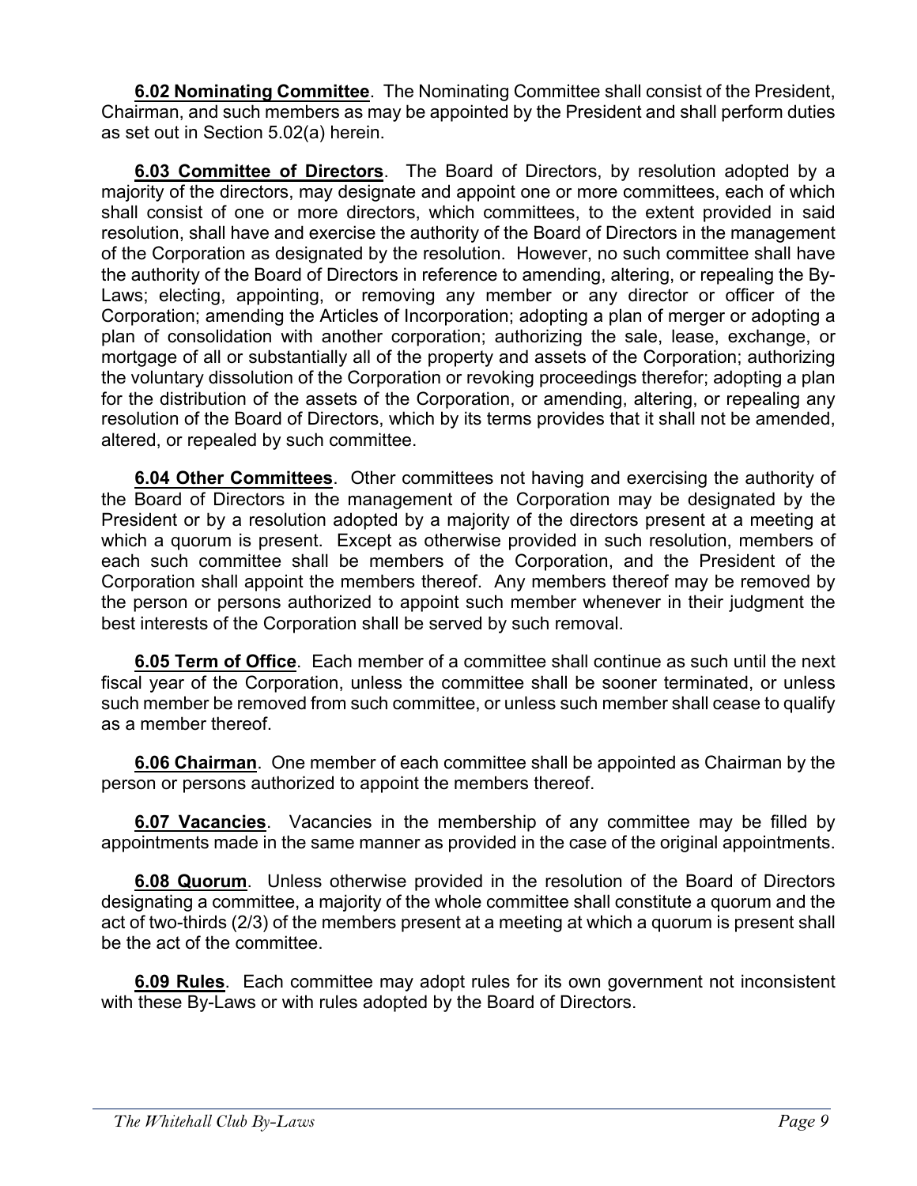**6.02 Nominating Committee**. The Nominating Committee shall consist of the President, Chairman, and such members as may be appointed by the President and shall perform duties as set out in Section 5.02(a) herein.

**6.03 Committee of Directors**. The Board of Directors, by resolution adopted by a majority of the directors, may designate and appoint one or more committees, each of which shall consist of one or more directors, which committees, to the extent provided in said resolution, shall have and exercise the authority of the Board of Directors in the management of the Corporation as designated by the resolution. However, no such committee shall have the authority of the Board of Directors in reference to amending, altering, or repealing the By-Laws; electing, appointing, or removing any member or any director or officer of the Corporation; amending the Articles of Incorporation; adopting a plan of merger or adopting a plan of consolidation with another corporation; authorizing the sale, lease, exchange, or mortgage of all or substantially all of the property and assets of the Corporation; authorizing the voluntary dissolution of the Corporation or revoking proceedings therefor; adopting a plan for the distribution of the assets of the Corporation, or amending, altering, or repealing any resolution of the Board of Directors, which by its terms provides that it shall not be amended, altered, or repealed by such committee.

**6.04 Other Committees**. Other committees not having and exercising the authority of the Board of Directors in the management of the Corporation may be designated by the President or by a resolution adopted by a majority of the directors present at a meeting at which a quorum is present. Except as otherwise provided in such resolution, members of each such committee shall be members of the Corporation, and the President of the Corporation shall appoint the members thereof. Any members thereof may be removed by the person or persons authorized to appoint such member whenever in their judgment the best interests of the Corporation shall be served by such removal.

**6.05 Term of Office**. Each member of a committee shall continue as such until the next fiscal year of the Corporation, unless the committee shall be sooner terminated, or unless such member be removed from such committee, or unless such member shall cease to qualify as a member thereof.

**6.06 Chairman**. One member of each committee shall be appointed as Chairman by the person or persons authorized to appoint the members thereof.

**6.07 Vacancies**. Vacancies in the membership of any committee may be filled by appointments made in the same manner as provided in the case of the original appointments.

**6.08 Quorum**. Unless otherwise provided in the resolution of the Board of Directors designating a committee, a majority of the whole committee shall constitute a quorum and the act of two-thirds (2/3) of the members present at a meeting at which a quorum is present shall be the act of the committee.

**6.09 Rules**. Each committee may adopt rules for its own government not inconsistent with these By-Laws or with rules adopted by the Board of Directors.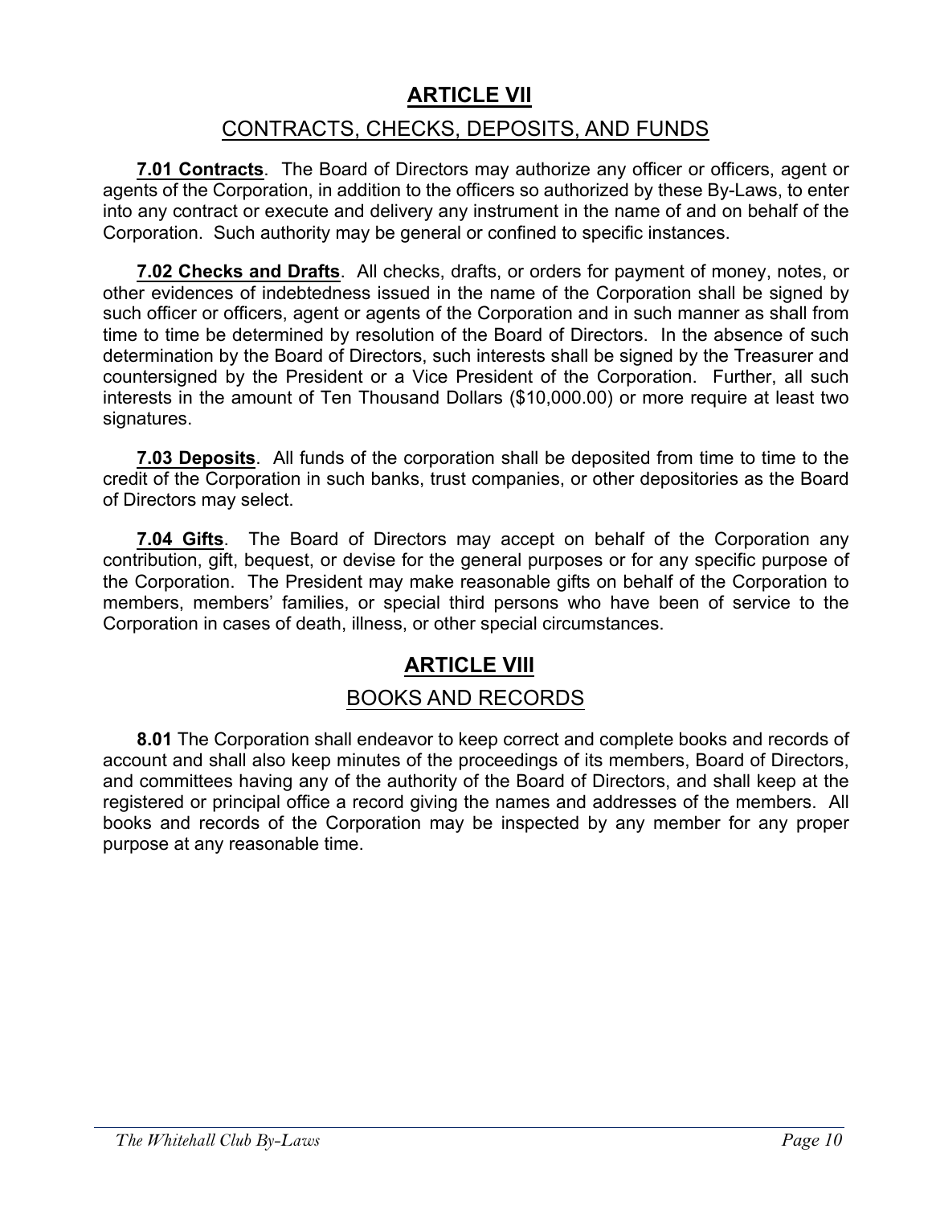# ARTICLE VII

## CONTRACTS, CHECKS, DEPOSITS, AND FUNDS

**7.01 Contracts**. The Board of Directors may authorize any officer or officers, agent or agents of the Corporation, in addition to the officers so authorized by these By-Laws, to enter into any contract or execute and delivery any instrument in the name of and on behalf of the Corporation. Such authority may be general or confined to specific instances.

**7.02 Checks and Drafts**. All checks, drafts, or orders for payment of money, notes, or other evidences of indebtedness issued in the name of the Corporation shall be signed by such officer or officers, agent or agents of the Corporation and in such manner as shall from time to time be determined by resolution of the Board of Directors. In the absence of such determination by the Board of Directors, such interests shall be signed by the Treasurer and countersigned by the President or a Vice President of the Corporation. Further, all such interests in the amount of Ten Thousand Dollars ($10,000.00) or more require at least two signatures.

**7.03 Deposits**. All funds of the corporation shall be deposited from time to time to the credit of the Corporation in such banks, trust companies, or other depositories as the Board of Directors may select.

**7.04 Gifts**. The Board of Directors may accept on behalf of the Corporation any contribution, gift, bequest, or devise for the general purposes or for any specific purpose of the Corporation. The President may make reasonable gifts on behalf of the Corporation to members, members' families, or special third persons who have been of service to the Corporation in cases of death, illness, or other special circumstances.

# ARTICLE VIII

## BOOKS AND RECORDS

**8.01** The Corporation shall endeavor to keep correct and complete books and records of account and shall also keep minutes of the proceedings of its members, Board of Directors, and committees having any of the authority of the Board of Directors, and shall keep at the registered or principal office a record giving the names and addresses of the members. All books and records of the Corporation may be inspected by any member for any proper purpose at any reasonable time.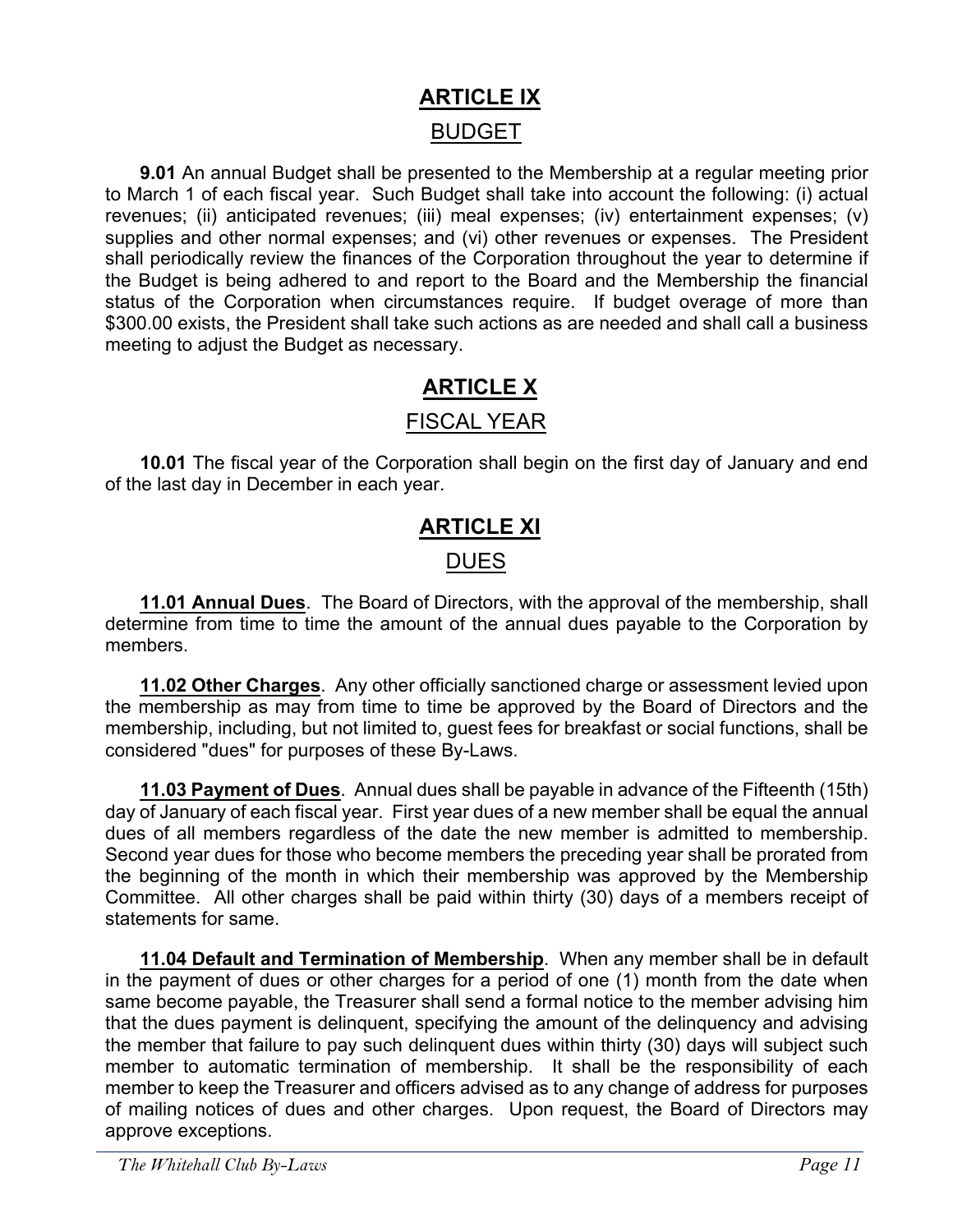# ARTICLE IX

## BUDGET

**9.01** An annual Budget shall be presented to the Membership at a regular meeting prior to March 1 of each fiscal year. Such Budget shall take into account the following: (i) actual revenues; (ii) anticipated revenues; (iii) meal expenses; (iv) entertainment expenses; (v) supplies and other normal expenses; and (vi) other revenues or expenses. The President shall periodically review the finances of the Corporation throughout the year to determine if the Budget is being adhered to and report to the Board and the Membership the financial status of the Corporation when circumstances require. If budget overage of more than $300.00 exists, the President shall take such actions as are needed and shall call a business meeting to adjust the Budget as necessary.

# ARTICLE X

## FISCAL YEAR

**10.01** The fiscal year of the Corporation shall begin on the first day of January and end of the last day in December in each year.

# ARTICLE XI

## DUES

**11.01 Annual Dues**. The Board of Directors, with the approval of the membership, shall determine from time to time the amount of the annual dues payable to the Corporation by members.

**11.02 Other Charges**. Any other officially sanctioned charge or assessment levied upon the membership as may from time to time be approved by the Board of Directors and the membership, including, but not limited to, guest fees for breakfast or social functions, shall be considered "dues" for purposes of these By-Laws.

**11.03 Payment of Dues**. Annual dues shall be payable in advance of the Fifteenth (15th) day of January of each fiscal year. First year dues of a new member shall be equal the annual dues of all members regardless of the date the new member is admitted to membership. Second year dues for those who become members the preceding year shall be prorated from the beginning of the month in which their membership was approved by the Membership Committee. All other charges shall be paid within thirty (30) days of a members receipt of statements for same.

**11.04 Default and Termination of Membership**. When any member shall be in default in the payment of dues or other charges for a period of one (1) month from the date when same become payable, the Treasurer shall send a formal notice to the member advising him that the dues payment is delinquent, specifying the amount of the delinquency and advising the member that failure to pay such delinquent dues within thirty (30) days will subject such member to automatic termination of membership. It shall be the responsibility of each member to keep the Treasurer and officers advised as to any change of address for purposes of mailing notices of dues and other charges. Upon request, the Board of Directors may approve exceptions.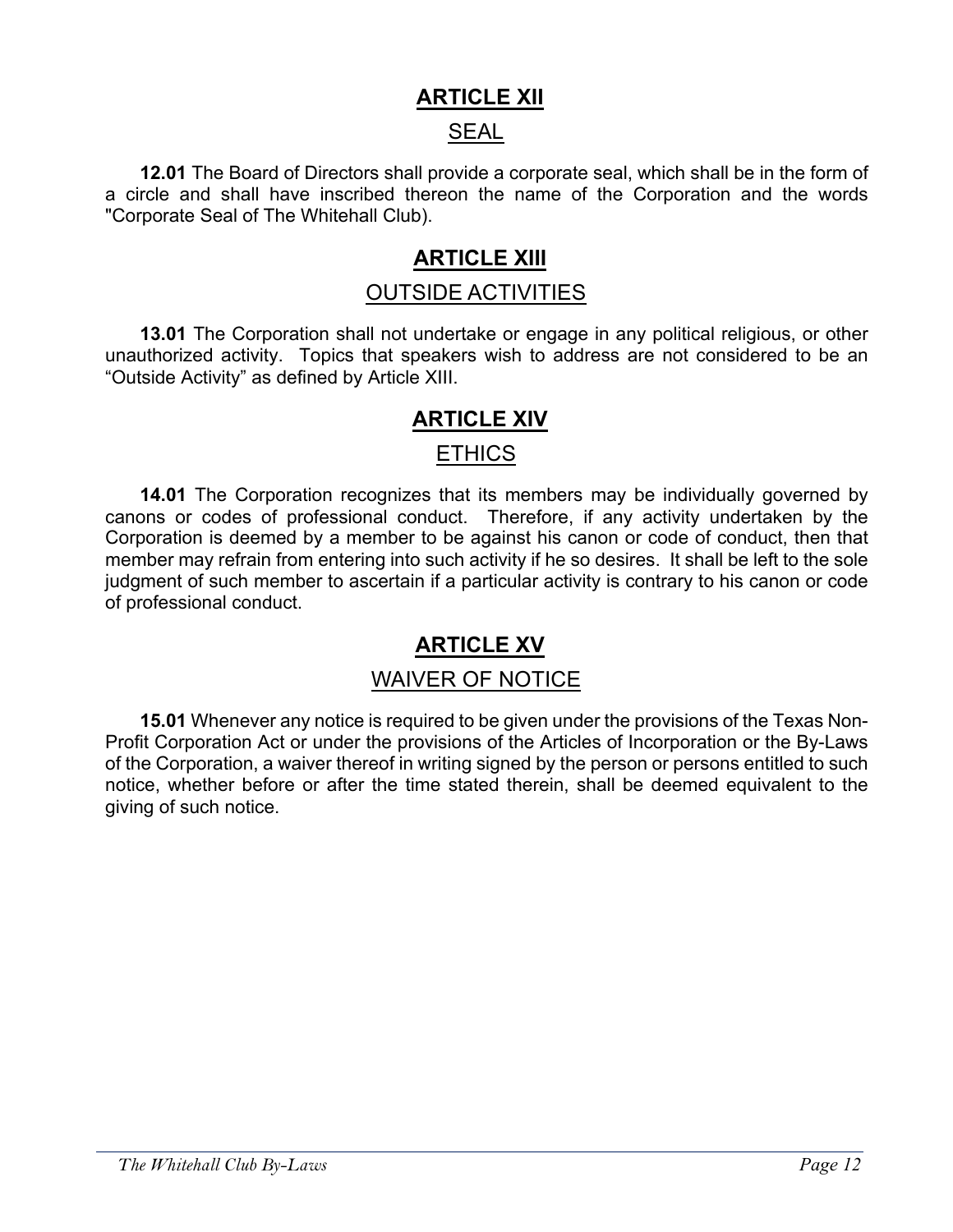# ARTICLE XII

## SEAL

**12.01** The Board of Directors shall provide a corporate seal, which shall be in the form of a circle and shall have inscribed thereon the name of the Corporation and the words "Corporate Seal of The Whitehall Club).

# ARTICLE XIII

## OUTSIDE ACTIVITIES

**13.01** The Corporation shall not undertake or engage in any political religious, or other unauthorized activity. Topics that speakers wish to address are not considered to be an "Outside Activity" as defined by Article XIII.

# ARTICLE XIV

## ETHICS

**14.01** The Corporation recognizes that its members may be individually governed by canons or codes of professional conduct. Therefore, if any activity undertaken by the Corporation is deemed by a member to be against his canon or code of conduct, then that member may refrain from entering into such activity if he so desires. It shall be left to the sole judgment of such member to ascertain if a particular activity is contrary to his canon or code of professional conduct.

# ARTICLE XV

## WAIVER OF NOTICE

**15.01** Whenever any notice is required to be given under the provisions of the Texas Non-Profit Corporation Act or under the provisions of the Articles of Incorporation or the By-Laws of the Corporation, a waiver thereof in writing signed by the person or persons entitled to such notice, whether before or after the time stated therein, shall be deemed equivalent to the giving of such notice.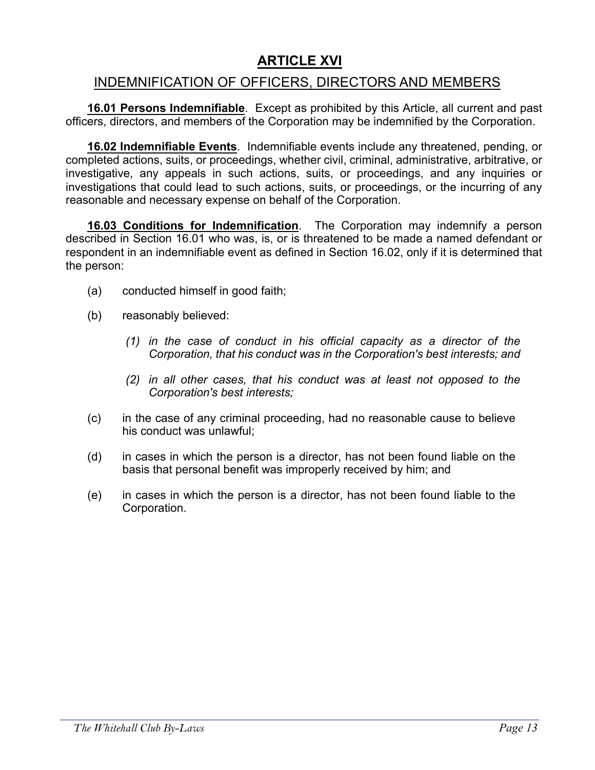# ARTICLE XVI

## INDEMNIFICATION OF OFFICERS, DIRECTORS AND MEMBERS

**16.01 Persons Indemnifiable**. Except as prohibited by this Article, all current and past officers, directors, and members of the Corporation may be indemnified by the Corporation.

**16.02 Indemnifiable Events**. Indemnifiable events include any threatened, pending, or completed actions, suits, or proceedings, whether civil, criminal, administrative, arbitrative, or investigative, any appeals in such actions, suits, or proceedings, and any inquiries or investigations that could lead to such actions, suits, or proceedings, or the incurring of any reasonable and necessary expense on behalf of the Corporation.

**16.03 Conditions for Indemnification**. The Corporation may indemnify a person described in Section 16.01 who was, is, or is threatened to be made a named defendant or respondent in an indemnifiable event as defined in Section 16.02, only if it is determined that the person:

(a) conducted himself in good faith;

(b) reasonably believed:

*(1) in the case of conduct in his official capacity as a director of the Corporation, that his conduct was in the Corporation's best interests; and*

*(2) in all other cases, that his conduct was at least not opposed to the Corporation's best interests;*

(c) in the case of any criminal proceeding, had no reasonable cause to believe his conduct was unlawful;

(d) in cases in which the person is a director, has not been found liable on the basis that personal benefit was improperly received by him; and

(e) in cases in which the person is a director, has not been found liable to the Corporation.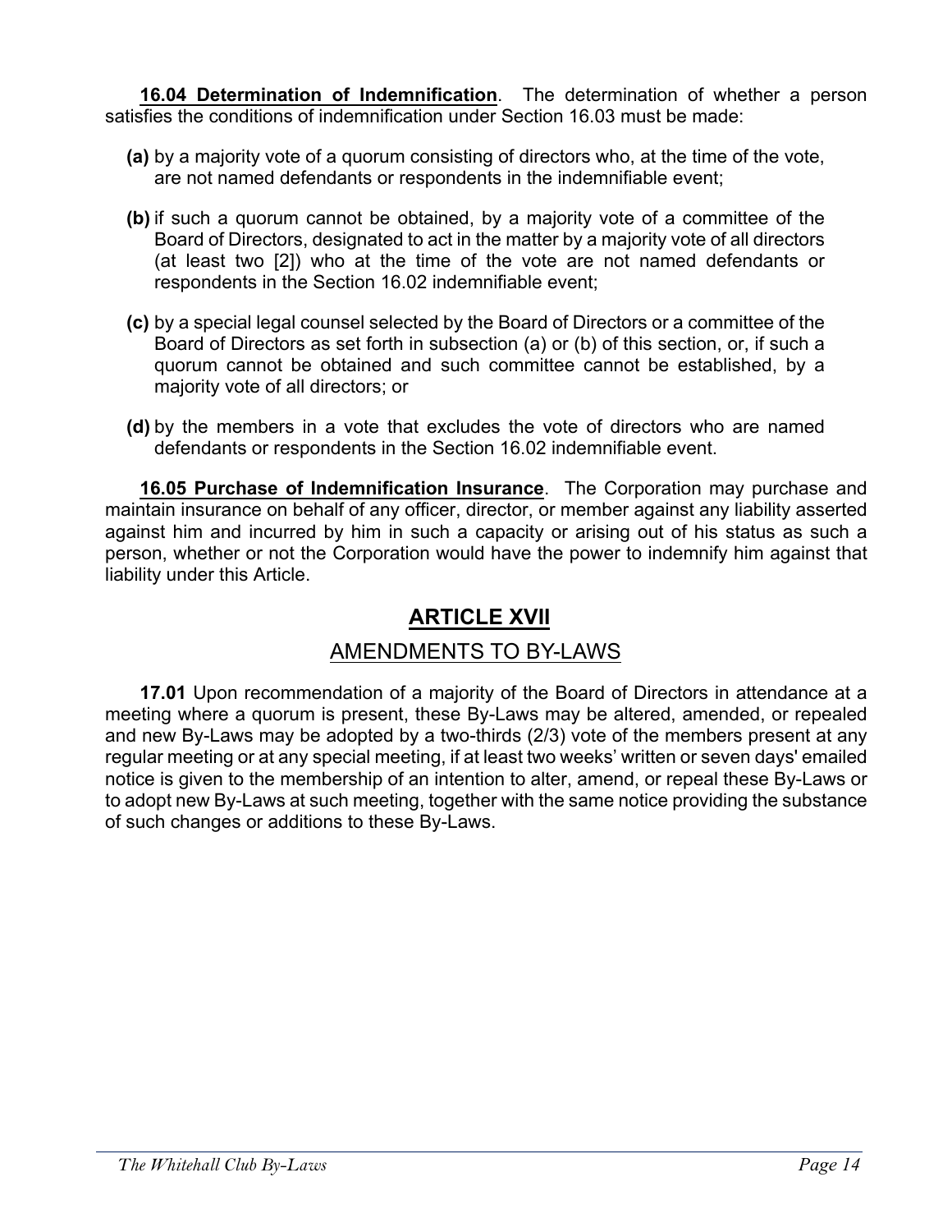**16.04 Determination of Indemnification**. The determination of whether a person satisfies the conditions of indemnification under Section 16.03 must be made:

**(a)** by a majority vote of a quorum consisting of directors who, at the time of the vote, are not named defendants or respondents in the indemnifiable event;

**(b)** if such a quorum cannot be obtained, by a majority vote of a committee of the Board of Directors, designated to act in the matter by a majority vote of all directors (at least two [2]) who at the time of the vote are not named defendants or respondents in the Section 16.02 indemnifiable event;

**(c)** by a special legal counsel selected by the Board of Directors or a committee of the Board of Directors as set forth in subsection (a) or (b) of this section, or, if such a quorum cannot be obtained and such committee cannot be established, by a majority vote of all directors; or

**(d)** by the members in a vote that excludes the vote of directors who are named defendants or respondents in the Section 16.02 indemnifiable event.

**16.05 Purchase of Indemnification Insurance**. The Corporation may purchase and maintain insurance on behalf of any officer, director, or member against any liability asserted against him and incurred by him in such a capacity or arising out of his status as such a person, whether or not the Corporation would have the power to indemnify him against that liability under this Article.

# ARTICLE XVII

## AMENDMENTS TO BY-LAWS

**17.01** Upon recommendation of a majority of the Board of Directors in attendance at a meeting where a quorum is present, these By-Laws may be altered, amended, or repealed and new By-Laws may be adopted by a two-thirds (2/3) vote of the members present at any regular meeting or at any special meeting, if at least two weeks' written or seven days' emailed notice is given to the membership of an intention to alter, amend, or repeal these By-Laws or to adopt new By-Laws at such meeting, together with the same notice providing the substance of such changes or additions to these By-Laws.